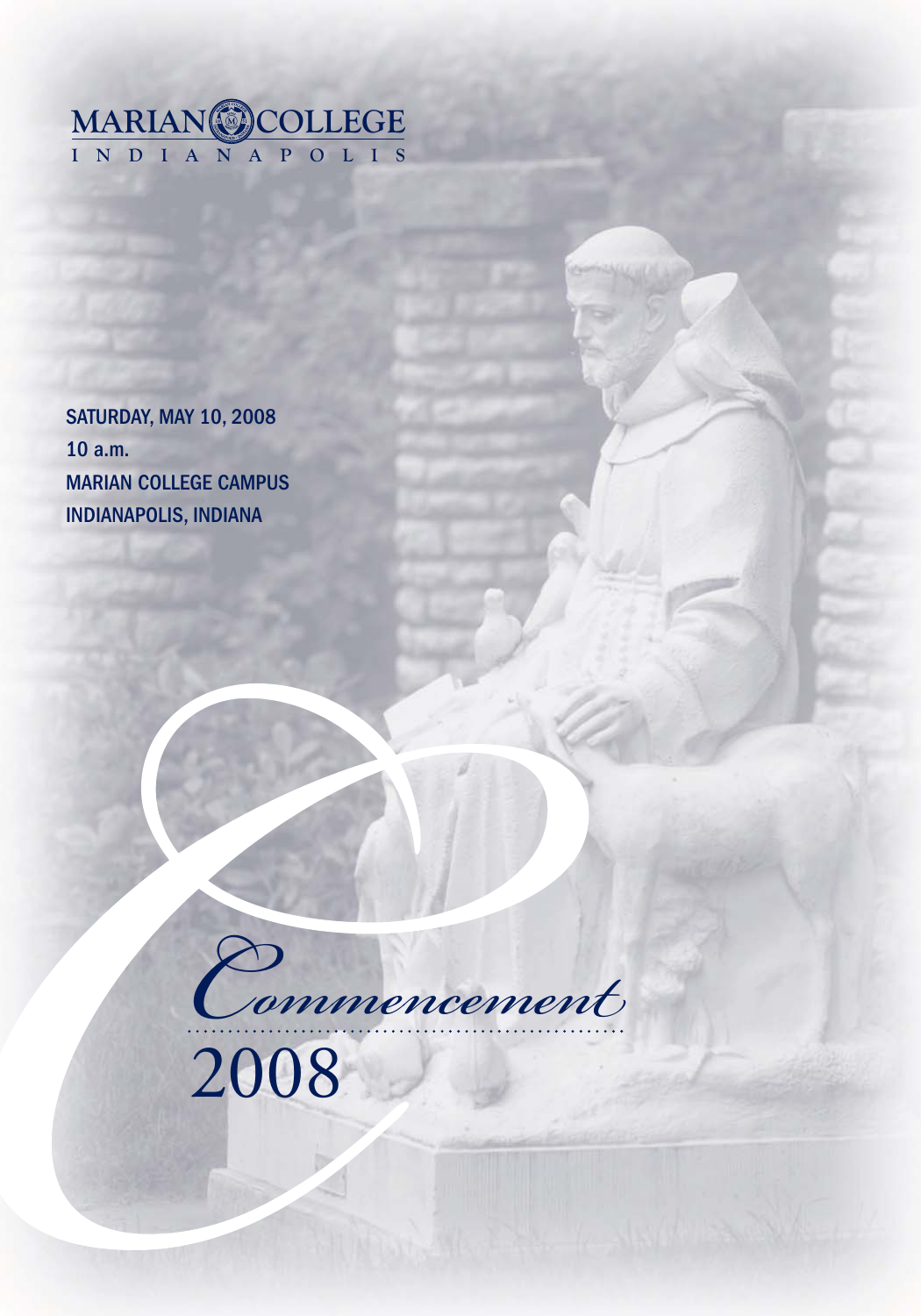MARIAN COLLEGE
INDIANAPOLIS

SATURDAY, MAY 10, 2008
10 a.m.
MARIAN COLLEGE CAMPUS
INDIANAPOLIS, INDIANA

# Commencement 2008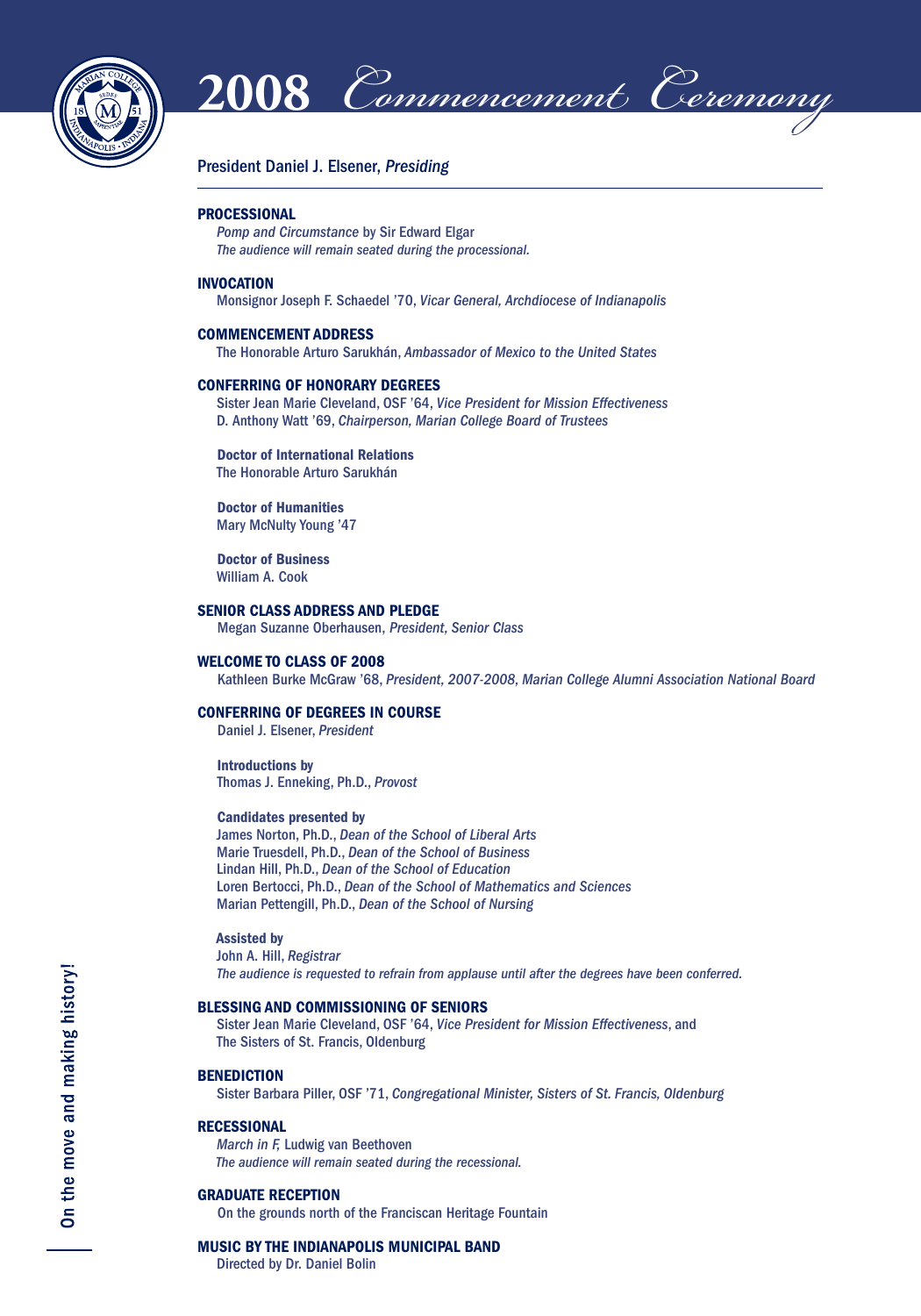# 2008 *Commencement Ceremony*

President Daniel J. Elsener, *Presiding*

---

## PROCESSIONAL

*Pomp and Circumstance* by Sir Edward Elgar
*The audience will remain seated during the processional.*

## INVOCATION

Monsignor Joseph F. Schaedel '70, *Vicar General, Archdiocese of Indianapolis*

## COMMENCEMENT ADDRESS

The Honorable Arturo Sarukhán, *Ambassador of Mexico to the United States*

## CONFERRING OF HONORARY DEGREES

Sister Jean Marie Cleveland, OSF '64, *Vice President for Mission Effectiveness*
D. Anthony Watt '69, *Chairperson, Marian College Board of Trustees*

**Doctor of International Relations**
The Honorable Arturo Sarukhán

**Doctor of Humanities**
Mary McNulty Young '47

**Doctor of Business**
William A. Cook

## SENIOR CLASS ADDRESS AND PLEDGE

Megan Suzanne Oberhausen, *President, Senior Class*

## WELCOME TO CLASS OF 2008

Kathleen Burke McGraw '68, *President, 2007-2008, Marian College Alumni Association National Board*

## CONFERRING OF DEGREES IN COURSE

Daniel J. Elsener, *President*

**Introductions by**
Thomas J. Enneking, Ph.D., *Provost*

**Candidates presented by**
James Norton, Ph.D., *Dean of the School of Liberal Arts*
Marie Truesdell, Ph.D., *Dean of the School of Business*
Lindan Hill, Ph.D., *Dean of the School of Education*
Loren Bertocci, Ph.D., *Dean of the School of Mathematics and Sciences*
Marian Pettengill, Ph.D., *Dean of the School of Nursing*

**Assisted by**
John A. Hill, *Registrar*
*The audience is requested to refrain from applause until after the degrees have been conferred.*

## BLESSING AND COMMISSIONING OF SENIORS

Sister Jean Marie Cleveland, OSF '64, *Vice President for Mission Effectiveness*, and
The Sisters of St. Francis, Oldenburg

## BENEDICTION

Sister Barbara Piller, OSF '71, *Congregational Minister, Sisters of St. Francis, Oldenburg*

## RECESSIONAL

*March in F,* Ludwig van Beethoven
*The audience will remain seated during the recessional.*

## GRADUATE RECEPTION

On the grounds north of the Franciscan Heritage Fountain

## MUSIC BY THE INDIANAPOLIS MUNICIPAL BAND

Directed by Dr. Daniel Bolin

On the move and making history!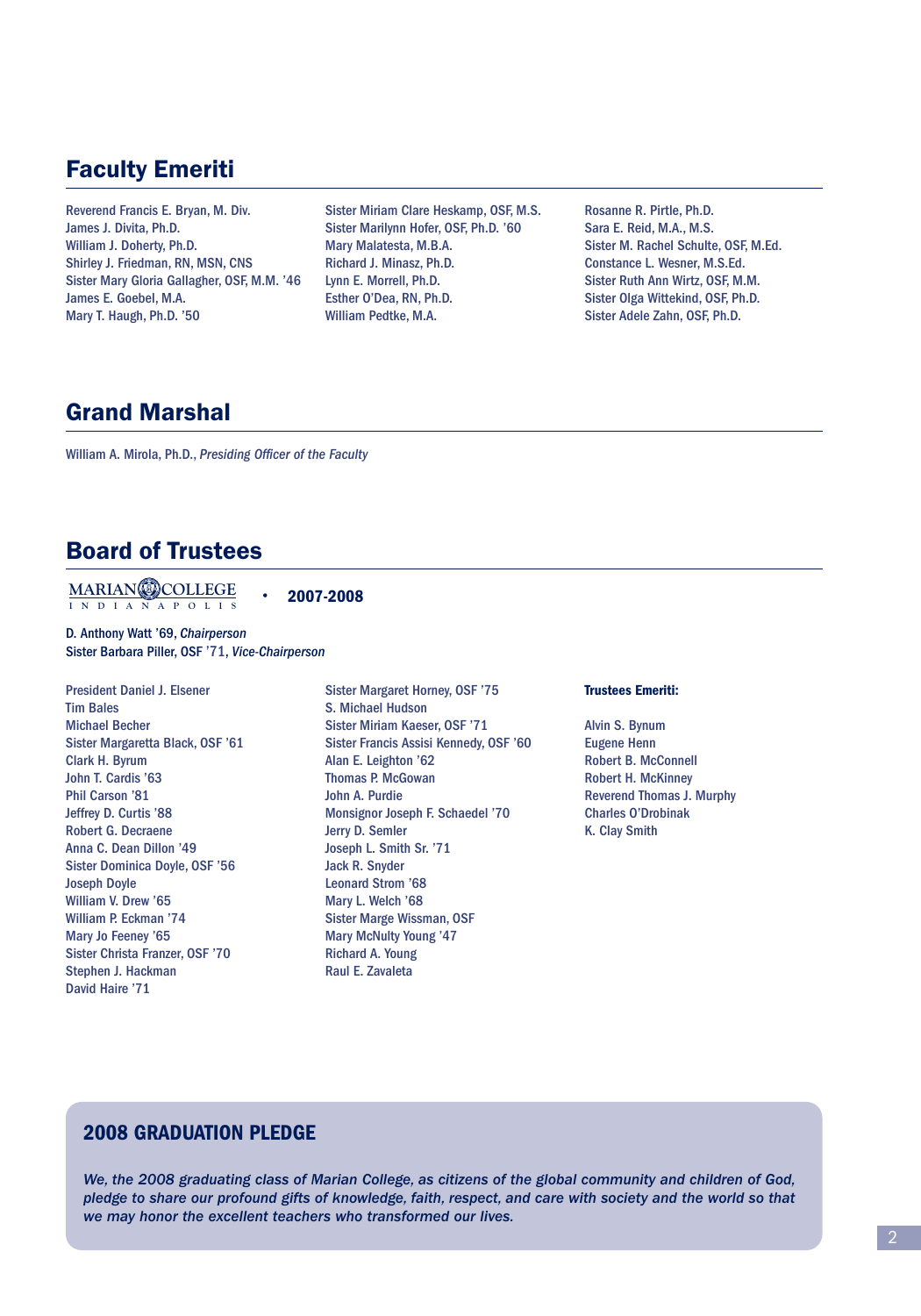## Faculty Emeriti

Reverend Francis E. Bryan, M. Div.
James J. Divita, Ph.D.
William J. Doherty, Ph.D.
Shirley J. Friedman, RN, MSN, CNS
Sister Mary Gloria Gallagher, OSF, M.M. '46
James E. Goebel, M.A.
Mary T. Haugh, Ph.D. '50
Sister Miriam Clare Heskamp, OSF, M.S.
Sister Marilynn Hofer, OSF, Ph.D. '60
Mary Malatesta, M.B.A.
Richard J. Minasz, Ph.D.
Lynn E. Morrell, Ph.D.
Esther O'Dea, RN, Ph.D.
William Pedtke, M.A.
Rosanne R. Pirtle, Ph.D.
Sara E. Reid, M.A., M.S.
Sister M. Rachel Schulte, OSF, M.Ed.
Constance L. Wesner, M.S.Ed.
Sister Ruth Ann Wirtz, OSF, M.M.
Sister Olga Wittekind, OSF, Ph.D.
Sister Adele Zahn, OSF, Ph.D.

## Grand Marshal

William A. Mirola, Ph.D., *Presiding Officer of the Faculty*

## Board of Trustees

MARIAN COLLEGE INDIANAPOLIS • **2007-2008**

D. Anthony Watt '69, *Chairperson*
Sister Barbara Piller, OSF '71, *Vice-Chairperson*

President Daniel J. Elsener
Tim Bales
Michael Becher
Sister Margaretta Black, OSF '61
Clark H. Byrum
John T. Cardis '63
Phil Carson '81
Jeffrey D. Curtis '88
Robert G. Decraene
Anna C. Dean Dillon '49
Sister Dominica Doyle, OSF '56
Joseph Doyle
William V. Drew '65
William P. Eckman '74
Mary Jo Feeney '65
Sister Christa Franzer, OSF '70
Stephen J. Hackman
David Haire '71
Sister Margaret Horney, OSF '75
S. Michael Hudson
Sister Miriam Kaeser, OSF '71
Sister Francis Assisi Kennedy, OSF '60
Alan E. Leighton '62
Thomas P. McGowan
John A. Purdie
Monsignor Joseph F. Schaedel '70
Jerry D. Semler
Joseph L. Smith Sr. '71
Jack R. Snyder
Leonard Strom '68
Mary L. Welch '68
Sister Marge Wissman, OSF
Mary McNulty Young '47
Richard A. Young
Raul E. Zavaleta

**Trustees Emeriti:**

Alvin S. Bynum
Eugene Henn
Robert B. McConnell
Robert H. McKinney
Reverend Thomas J. Murphy
Charles O'Drobinak
K. Clay Smith

### 2008 GRADUATION PLEDGE

*We, the 2008 graduating class of Marian College, as citizens of the global community and children of God, pledge to share our profound gifts of knowledge, faith, respect, and care with society and the world so that we may honor the excellent teachers who transformed our lives.*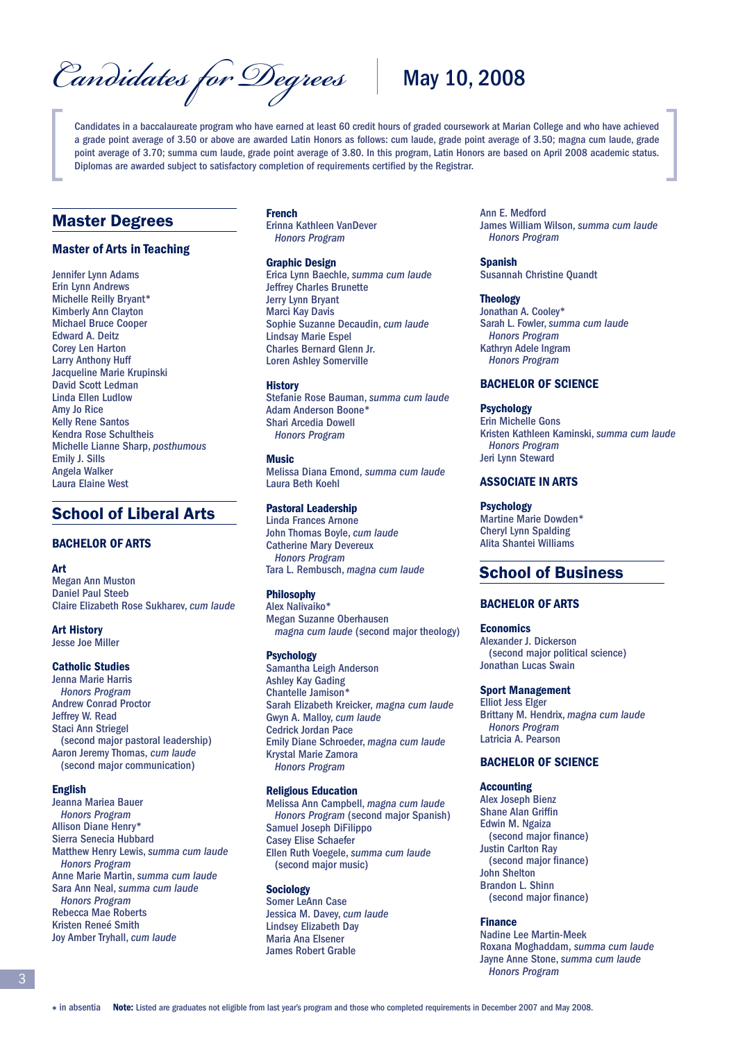# *Candidates for Degrees* | May 10, 2008

Candidates in a baccalaureate program who have earned at least 60 credit hours of graded coursework at Marian College and who have achieved a grade point average of 3.50 or above are awarded Latin Honors as follows: cum laude, grade point average of 3.50; magna cum laude, grade point average of 3.70; summa cum laude, grade point average of 3.80. In this program, Latin Honors are based on April 2008 academic status. Diplomas are awarded subject to satisfactory completion of requirements certified by the Registrar.

## Master Degrees

### Master of Arts in Teaching

Jennifer Lynn Adams
Erin Lynn Andrews
Michelle Reilly Bryant*
Kimberly Ann Clayton
Michael Bruce Cooper
Edward A. Deitz
Corey Len Harton
Larry Anthony Huff
Jacqueline Marie Krupinski
David Scott Ledman
Linda Ellen Ludlow
Amy Jo Rice
Kelly Rene Santos
Kendra Rose Schultheis
Michelle Lianne Sharp, *posthumous*
Emily J. Sills
Angela Walker
Laura Elaine West

## School of Liberal Arts

### BACHELOR OF ARTS

**Art**
Megan Ann Muston
Daniel Paul Steeb
Claire Elizabeth Rose Sukharev, *cum laude*

**Art History**
Jesse Joe Miller

**Catholic Studies**
Jenna Marie Harris
*Honors Program*
Andrew Conrad Proctor
Jeffrey W. Read
Staci Ann Striegel
(second major pastoral leadership)
Aaron Jeremy Thomas, *cum laude*
(second major communication)

**English**
Jeanna Mariea Bauer
*Honors Program*
Allison Diane Henry*
Sierra Senecia Hubbard
Matthew Henry Lewis, *summa cum laude*
*Honors Program*
Anne Marie Martin, *summa cum laude*
Sara Ann Neal, *summa cum laude*
*Honors Program*
Rebecca Mae Roberts
Kristen Reneé Smith
Joy Amber Tryhall, *cum laude*

**French**
Erinna Kathleen VanDever
*Honors Program*

**Graphic Design**
Erica Lynn Baechle, *summa cum laude*
Jeffrey Charles Brunette
Jerry Lynn Bryant
Marci Kay Davis
Sophie Suzanne Decaudin, *cum laude*
Lindsay Marie Espel
Charles Bernard Glenn Jr.
Loren Ashley Somerville

**History**
Stefanie Rose Bauman, *summa cum laude*
Adam Anderson Boone*
Shari Arcedia Dowell
*Honors Program*

**Music**
Melissa Diana Emond, *summa cum laude*
Laura Beth Koehl

**Pastoral Leadership**
Linda Frances Arnone
John Thomas Boyle, *cum laude*
Catherine Mary Devereux
*Honors Program*
Tara L. Rembusch, *magna cum laude*

**Philosophy**
Alex Nalivaiko*
Megan Suzanne Oberhausen
*magna cum laude* (second major theology)

**Psychology**
Samantha Leigh Anderson
Ashley Kay Gading
Chantelle Jamison*
Sarah Elizabeth Kreicker, *magna cum laude*
Gwyn A. Malloy, *cum laude*
Cedrick Jordan Pace
Emily Diane Schroeder, *magna cum laude*
Krystal Marie Zamora
*Honors Program*

**Religious Education**
Melissa Ann Campbell, *magna cum laude*
*Honors Program* (second major Spanish)
Samuel Joseph DiFilippo
Casey Elise Schaefer
Ellen Ruth Voegele, *summa cum laude*
(second major music)

**Sociology**
Somer LeAnn Case
Jessica M. Davey, *cum laude*
Lindsey Elizabeth Day
Maria Ana Elsener
James Robert Grable
Ann E. Medford
James William Wilson, *summa cum laude*
*Honors Program*

**Spanish**
Susannah Christine Quandt

**Theology**
Jonathan A. Cooley*
Sarah L. Fowler, *summa cum laude*
*Honors Program*
Kathryn Adele Ingram
*Honors Program*

### BACHELOR OF SCIENCE

**Psychology**
Erin Michelle Gons
Kristen Kathleen Kaminski, *summa cum laude*
*Honors Program*
Jeri Lynn Steward

### ASSOCIATE IN ARTS

**Psychology**
Martine Marie Dowden*
Cheryl Lynn Spalding
Alita Shantei Williams

## School of Business

### BACHELOR OF ARTS

**Economics**
Alexander J. Dickerson
(second major political science)
Jonathan Lucas Swain

**Sport Management**
Elliot Jess Elger
Brittany M. Hendrix, *magna cum laude*
*Honors Program*
Latricia A. Pearson

### BACHELOR OF SCIENCE

**Accounting**
Alex Joseph Bienz
Shane Alan Griffin
Edwin M. Ngaiza
(second major finance)
Justin Carlton Ray
(second major finance)
John Shelton
Brandon L. Shinn
(second major finance)

**Finance**
Nadine Lee Martin-Meek
Roxana Moghaddam, *summa cum laude*
Jayne Anne Stone, *summa cum laude*
*Honors Program*

\* in absentia **Note:** Listed are graduates not eligible from last year's program and those who completed requirements in December 2007 and May 2008.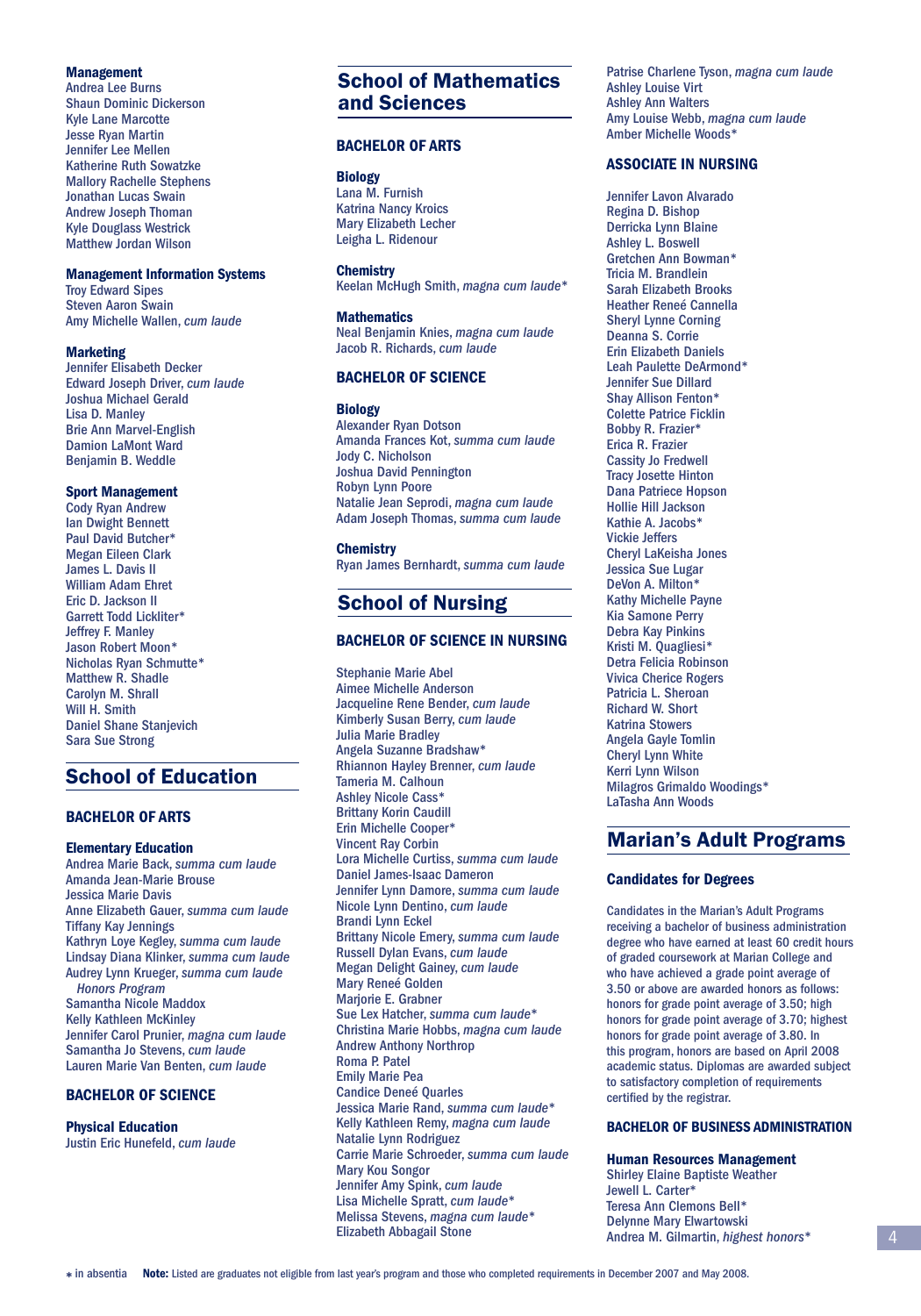### Management

Andrea Lee Burns
Shaun Dominic Dickerson
Kyle Lane Marcotte
Jesse Ryan Martin
Jennifer Lee Mellen
Katherine Ruth Sowatzke
Mallory Rachelle Stephens
Jonathan Lucas Swain
Andrew Joseph Thoman
Kyle Douglass Westrick
Matthew Jordan Wilson

### Management Information Systems

Troy Edward Sipes
Steven Aaron Swain
Amy Michelle Wallen, *cum laude*

### Marketing

Jennifer Elisabeth Decker
Edward Joseph Driver, *cum laude*
Joshua Michael Gerald
Lisa D. Manley
Brie Ann Marvel-English
Damion LaMont Ward
Benjamin B. Weddle

### Sport Management

Cody Ryan Andrew
Ian Dwight Bennett
Paul David Butcher*
Megan Eileen Clark
James L. Davis II
William Adam Ehret
Eric D. Jackson II
Garrett Todd Lickliter*
Jeffrey F. Manley
Jason Robert Moon*
Nicholas Ryan Schmutte*
Matthew R. Shadle
Carolyn M. Shrall
Will H. Smith
Daniel Shane Stanjevich
Sara Sue Strong

# School of Education

## BACHELOR OF ARTS

### Elementary Education

Andrea Marie Back, *summa cum laude*
Amanda Jean-Marie Brouse
Jessica Marie Davis
Anne Elizabeth Gauer, *summa cum laude*
Tiffany Kay Jennings
Kathryn Loye Kegley, *summa cum laude*
Lindsay Diana Klinker, *summa cum laude*
Audrey Lynn Krueger, *summa cum laude*
*Honors Program*
Samantha Nicole Maddox
Kelly Kathleen McKinley
Jennifer Carol Prunier, *magna cum laude*
Samantha Jo Stevens, *cum laude*
Lauren Marie Van Benten, *cum laude*

## BACHELOR OF SCIENCE

### Physical Education

Justin Eric Hunefeld, *cum laude*

# School of Mathematics and Sciences

## BACHELOR OF ARTS

### Biology

Lana M. Furnish
Katrina Nancy Kroics
Mary Elizabeth Lecher
Leigha L. Ridenour

### Chemistry

Keelan McHugh Smith, *magna cum laude**

### Mathematics

Neal Benjamin Knies, *magna cum laude*
Jacob R. Richards, *cum laude*

## BACHELOR OF SCIENCE

### Biology

Alexander Ryan Dotson
Amanda Frances Kot, *summa cum laude*
Jody C. Nicholson
Joshua David Pennington
Robyn Lynn Poore
Natalie Jean Seprodi, *magna cum laude*
Adam Joseph Thomas, *summa cum laude*

### Chemistry

Ryan James Bernhardt, *summa cum laude*

# School of Nursing

## BACHELOR OF SCIENCE IN NURSING

Stephanie Marie Abel
Aimee Michelle Anderson
Jacqueline Rene Bender, *cum laude*
Kimberly Susan Berry, *cum laude*
Julia Marie Bradley
Angela Suzanne Bradshaw*
Rhiannon Hayley Brenner, *cum laude*
Tameria M. Calhoun
Ashley Nicole Cass*
Brittany Korin Caudill
Erin Michelle Cooper*
Vincent Ray Corbin
Lora Michelle Curtiss, *summa cum laude*
Daniel James-Isaac Dameron
Jennifer Lynn Damore, *summa cum laude*
Nicole Lynn Dentino, *cum laude*
Brandi Lynn Eckel
Brittany Nicole Emery, *summa cum laude*
Russell Dylan Evans, *cum laude*
Megan Delight Gainey, *cum laude*
Mary Reneé Golden
Marjorie E. Grabner
Sue Lex Hatcher, *summa cum laude**
Christina Marie Hobbs, *magna cum laude*
Andrew Anthony Northrop
Roma P. Patel
Emily Marie Pea
Candice Deneé Quarles
Jessica Marie Rand, *summa cum laude**
Kelly Kathleen Remy, *magna cum laude*
Natalie Lynn Rodriguez
Carrie Marie Schroeder, *summa cum laude*
Mary Kou Songor
Jennifer Amy Spink, *cum laude*
Lisa Michelle Spratt, *cum laude**
Melissa Stevens, *magna cum laude**
Elizabeth Abbagail Stone
Patrise Charlene Tyson, *magna cum laude*
Ashley Louise Virt
Ashley Ann Walters
Amy Louise Webb, *magna cum laude*
Amber Michelle Woods*

## ASSOCIATE IN NURSING

Jennifer Lavon Alvarado
Regina D. Bishop
Derricka Lynn Blaine
Ashley L. Boswell
Gretchen Ann Bowman*
Tricia M. Brandlein
Sarah Elizabeth Brooks
Heather Reneé Cannella
Sheryl Lynne Corning
Deanna S. Corrie
Erin Elizabeth Daniels
Leah Paulette DeArmond*
Jennifer Sue Dillard
Shay Allison Fenton*
Colette Patrice Ficklin
Bobby R. Frazier*
Erica R. Frazier
Cassity Jo Fredwell
Tracy Josette Hinton
Dana Patriece Hopson
Hollie Hill Jackson
Kathie A. Jacobs*
Vickie Jeffers
Cheryl LaKeisha Jones
Jessica Sue Lugar
DeVon A. Milton*
Kathy Michelle Payne
Kia Samone Perry
Debra Kay Pinkins
Kristi M. Quagliesi*
Detra Felicia Robinson
Vivica Cherice Rogers
Patricia L. Sheroan
Richard W. Short
Katrina Stowers
Angela Gayle Tomlin
Cheryl Lynn White
Kerri Lynn Wilson
Milagros Grimaldo Woodings*
LaTasha Ann Woods

# Marian's Adult Programs

### Candidates for Degrees

Candidates in the Marian's Adult Programs receiving a bachelor of business administration degree who have earned at least 60 credit hours of graded coursework at Marian College and who have achieved a grade point average of 3.50 or above are awarded honors as follows: honors for grade point average of 3.50; high honors for grade point average of 3.70; highest honors for grade point average of 3.80. In this program, honors are based on April 2008 academic status. Diplomas are awarded subject to satisfactory completion of requirements certified by the registrar.

## BACHELOR OF BUSINESS ADMINISTRATION

### Human Resources Management

Shirley Elaine Baptiste Weather
Jewell L. Carter*
Teresa Ann Clemons Bell*
Delynne Mary Elwartowski
Andrea M. Gilmartin, *highest honors**

\* in absentia **Note:** Listed are graduates not eligible from last year's program and those who completed requirements in December 2007 and May 2008.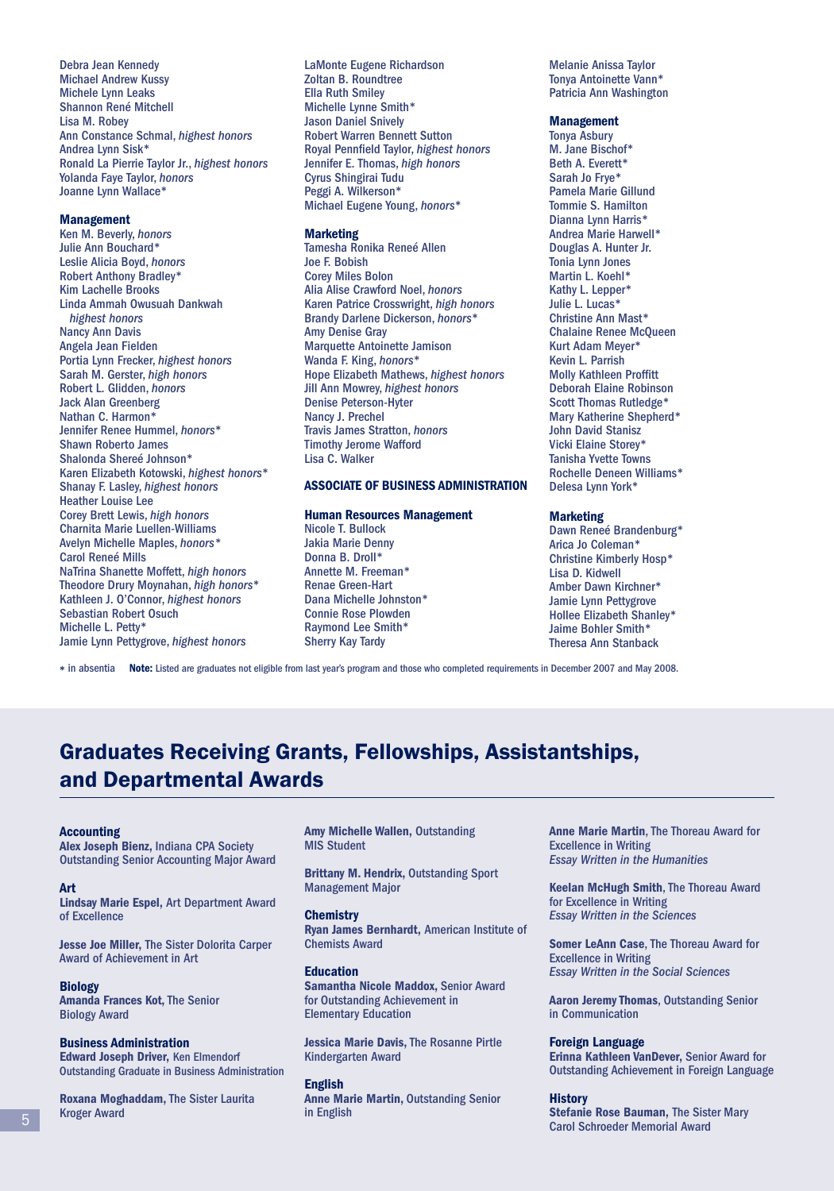Debra Jean Kennedy
Michael Andrew Kussy
Michele Lynn Leaks
Shannon René Mitchell
Lisa M. Robey
Ann Constance Schmal, *highest honors*
Andrea Lynn Sisk*
Ronald La Pierrie Taylor Jr., *highest honors*
Yolanda Faye Taylor, *honors*
Joanne Lynn Wallace*

**Management**
Ken M. Beverly, *honors*
Julie Ann Bouchard*
Leslie Alicia Boyd, *honors*
Robert Anthony Bradley*
Kim Lachelle Brooks
Linda Ammah Owusuah Dankwah *highest honors*
Nancy Ann Davis
Angela Jean Fielden
Portia Lynn Frecker, *highest honors*
Sarah M. Gerster, *high honors*
Robert L. Glidden, *honors*
Jack Alan Greenberg
Nathan C. Harmon*
Jennifer Renee Hummel, *honors**
Shawn Roberto James
Shalonda Shereé Johnson*
Karen Elizabeth Kotowski, *highest honors**
Shanay F. Lasley, *highest honors*
Heather Louise Lee
Corey Brett Lewis, *high honors*
Charnita Marie Luellen-Williams
Avelyn Michelle Maples, *honors**
Carol Reneé Mills
NaTrina Shanette Moffett, *high honors*
Theodore Drury Moynahan, *high honors**
Kathleen J. O'Connor, *highest honors*
Sebastian Robert Osuch
Michelle L. Petty*
Jamie Lynn Pettygrove, *highest honors*
LaMonte Eugene Richardson
Zoltan B. Roundtree
Ella Ruth Smiley
Michelle Lynne Smith*
Jason Daniel Snively
Robert Warren Bennett Sutton
Royal Pennfield Taylor, *highest honors*
Jennifer E. Thomas, *high honors*
Cyrus Shingirai Tudu
Peggi A. Wilkerson*
Michael Eugene Young, *honors**

**Marketing**
Tamesha Ronika Reneé Allen
Joe F. Bobish
Corey Miles Bolon
Alia Alise Crawford Noel, *honors*
Karen Patrice Crosswright, *high honors*
Brandy Darlene Dickerson, *honors**
Amy Denise Gray
Marquette Antoinette Jamison
Wanda F. King, *honors**
Hope Elizabeth Mathews, *highest honors*
Jill Ann Mowrey, *highest honors*
Denise Peterson-Hyter
Nancy J. Prechel
Travis James Stratton, *honors*
Timothy Jerome Wafford
Lisa C. Walker

**ASSOCIATE OF BUSINESS ADMINISTRATION**

**Human Resources Management**
Nicole T. Bullock
Jakia Marie Denny
Donna B. Droll*
Annette M. Freeman*
Renae Green-Hart
Dana Michelle Johnston*
Connie Rose Plowden
Raymond Lee Smith*
Sherry Kay Tardy
Melanie Anissa Taylor
Tonya Antoinette Vann*
Patricia Ann Washington

**Management**
Tonya Asbury
M. Jane Bischof*
Beth A. Everett*
Sarah Jo Frye*
Pamela Marie Gillund
Tommie S. Hamilton
Dianna Lynn Harris*
Andrea Marie Harwell*
Douglas A. Hunter Jr.
Tonia Lynn Jones
Martin L. Koehl*
Kathy L. Lepper*
Julie L. Lucas*
Christine Ann Mast*
Chalaine Renee McQueen
Kurt Adam Meyer*
Kevin L. Parrish
Molly Kathleen Proffitt
Deborah Elaine Robinson
Scott Thomas Rutledge*
Mary Katherine Shepherd*
John David Stanisz
Vicki Elaine Storey*
Tanisha Yvette Towns
Rochelle Deneen Williams*
Delesa Lynn York*

**Marketing**
Dawn Reneé Brandenburg*
Arica Jo Coleman*
Christine Kimberly Hosp*
Lisa D. Kidwell
Amber Dawn Kirchner*
Jamie Lynn Pettygrove
Hollee Elizabeth Shanley*
Jaime Bohler Smith*
Theresa Ann Stanback

* in absentia **Note:** Listed are graduates not eligible from last year's program and those who completed requirements in December 2007 and May 2008.

## Graduates Receiving Grants, Fellowships, Assistantships, and Departmental Awards

**Accounting**
**Alex Joseph Bienz,** Indiana CPA Society Outstanding Senior Accounting Major Award

**Art**
**Lindsay Marie Espel,** Art Department Award of Excellence

**Jesse Joe Miller,** The Sister Dolorita Carper Award of Achievement in Art

**Biology**
**Amanda Frances Kot,** The Senior Biology Award

**Business Administration**
**Edward Joseph Driver,** Ken Elmendorf Outstanding Graduate in Business Administration

**Roxana Moghaddam,** The Sister Laurita Kroger Award

**Amy Michelle Wallen,** Outstanding MIS Student

**Brittany M. Hendrix,** Outstanding Sport Management Major

**Chemistry**
**Ryan James Bernhardt,** American Institute of Chemists Award

**Education**
**Samantha Nicole Maddox,** Senior Award for Outstanding Achievement in Elementary Education

**Jessica Marie Davis,** The Rosanne Pirtle Kindergarten Award

**English**
**Anne Marie Martin,** Outstanding Senior in English

**Anne Marie Martin,** The Thoreau Award for Excellence in Writing
*Essay Written in the Humanities*

**Keelan McHugh Smith,** The Thoreau Award for Excellence in Writing
*Essay Written in the Sciences*

**Somer LeAnn Case,** The Thoreau Award for Excellence in Writing
*Essay Written in the Social Sciences*

**Aaron Jeremy Thomas,** Outstanding Senior in Communication

**Foreign Language**
**Erinna Kathleen VanDever,** Senior Award for Outstanding Achievement in Foreign Language

**History**
**Stefanie Rose Bauman,** The Sister Mary Carol Schroeder Memorial Award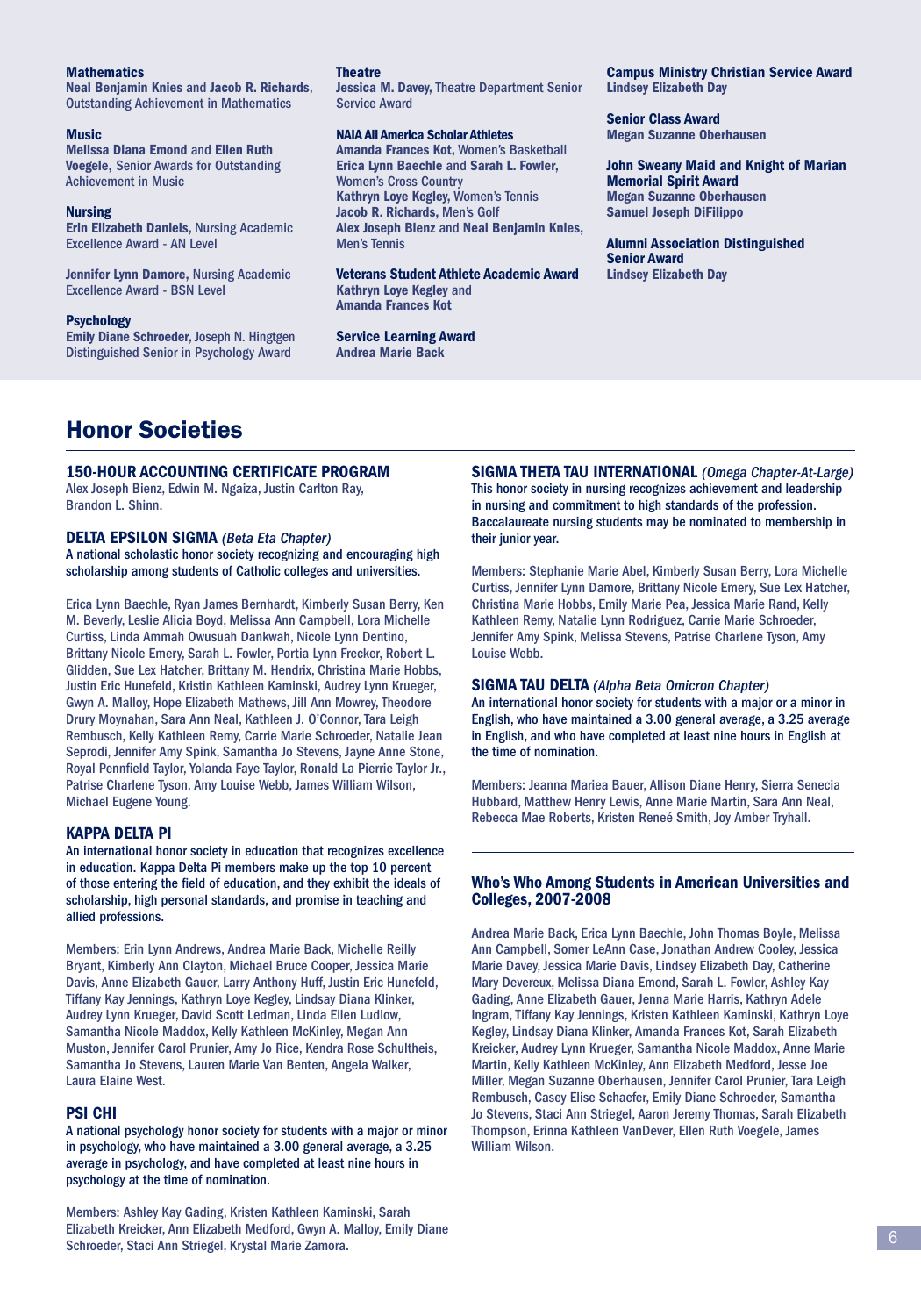### Mathematics

**Neal Benjamin Knies** and **Jacob R. Richards**, Outstanding Achievement in Mathematics

### Music

**Melissa Diana Emond** and **Ellen Ruth Voegele**, Senior Awards for Outstanding Achievement in Music

### Nursing

**Erin Elizabeth Daniels**, Nursing Academic Excellence Award - AN Level

**Jennifer Lynn Damore**, Nursing Academic Excellence Award - BSN Level

### Psychology

**Emily Diane Schroeder**, Joseph N. Hingtgen Distinguished Senior in Psychology Award

### Theatre

**Jessica M. Davey**, Theatre Department Senior Service Award

### NAIA All America Scholar Athletes

**Amanda Frances Kot**, Women's Basketball
**Erica Lynn Baechle** and **Sarah L. Fowler**, Women's Cross Country
**Kathryn Loye Kegley**, Women's Tennis
**Jacob R. Richards**, Men's Golf
**Alex Joseph Bienz** and **Neal Benjamin Knies**, Men's Tennis

### Veterans Student Athlete Academic Award

**Kathryn Loye Kegley** and **Amanda Frances Kot**

### Service Learning Award

**Andrea Marie Back**

### Campus Ministry Christian Service Award

**Lindsey Elizabeth Day**

### Senior Class Award

**Megan Suzanne Oberhausen**

### John Sweany Maid and Knight of Marian Memorial Spirit Award

**Megan Suzanne Oberhausen**
**Samuel Joseph DiFilippo**

### Alumni Association Distinguished Senior Award

**Lindsey Elizabeth Day**

## Honor Societies

### 150-HOUR ACCOUNTING CERTIFICATE PROGRAM

Alex Joseph Bienz, Edwin M. Ngaiza, Justin Carlton Ray, Brandon L. Shinn.

### DELTA EPSILON SIGMA *(Beta Eta Chapter)*

A national scholastic honor society recognizing and encouraging high scholarship among students of Catholic colleges and universities.

Erica Lynn Baechle, Ryan James Bernhardt, Kimberly Susan Berry, Ken M. Beverly, Leslie Alicia Boyd, Melissa Ann Campbell, Lora Michelle Curtiss, Linda Ammah Owusuah Dankwah, Nicole Lynn Dentino, Brittany Nicole Emery, Sarah L. Fowler, Portia Lynn Frecker, Robert L. Glidden, Sue Lex Hatcher, Brittany M. Hendrix, Christina Marie Hobbs, Justin Eric Hunefeld, Kristin Kathleen Kaminski, Audrey Lynn Krueger, Gwyn A. Malloy, Hope Elizabeth Mathews, Jill Ann Mowrey, Theodore Drury Moynahan, Sara Ann Neal, Kathleen J. O'Connor, Tara Leigh Rembusch, Kelly Kathleen Remy, Carrie Marie Schroeder, Natalie Jean Seprodi, Jennifer Amy Spink, Samantha Jo Stevens, Jayne Anne Stone, Royal Pennfield Taylor, Yolanda Faye Taylor, Ronald La Pierrie Taylor Jr., Patrise Charlene Tyson, Amy Louise Webb, James William Wilson, Michael Eugene Young.

### KAPPA DELTA PI

An international honor society in education that recognizes excellence in education. Kappa Delta Pi members make up the top 10 percent of those entering the field of education, and they exhibit the ideals of scholarship, high personal standards, and promise in teaching and allied professions.

Members: Erin Lynn Andrews, Andrea Marie Back, Michelle Reilly Bryant, Kimberly Ann Clayton, Michael Bruce Cooper, Jessica Marie Davis, Anne Elizabeth Gauer, Larry Anthony Huff, Justin Eric Hunefeld, Tiffany Kay Jennings, Kathryn Loye Kegley, Lindsay Diana Klinker, Audrey Lynn Krueger, David Scott Ledman, Linda Ellen Ludlow, Samantha Nicole Maddox, Kelly Kathleen McKinley, Megan Ann Muston, Jennifer Carol Prunier, Amy Jo Rice, Kendra Rose Schultheis, Samantha Jo Stevens, Lauren Marie Van Benten, Angela Walker, Laura Elaine West.

### PSI CHI

A national psychology honor society for students with a major or minor in psychology, who have maintained a 3.00 general average, a 3.25 average in psychology, and have completed at least nine hours in psychology at the time of nomination.

Members: Ashley Kay Gading, Kristen Kathleen Kaminski, Sarah Elizabeth Kreicker, Ann Elizabeth Medford, Gwyn A. Malloy, Emily Diane Schroeder, Staci Ann Striegel, Krystal Marie Zamora.

### SIGMA THETA TAU INTERNATIONAL *(Omega Chapter-At-Large)*

This honor society in nursing recognizes achievement and leadership in nursing and commitment to high standards of the profession. Baccalaureate nursing students may be nominated to membership in their junior year.

Members: Stephanie Marie Abel, Kimberly Susan Berry, Lora Michelle Curtiss, Jennifer Lynn Damore, Brittany Nicole Emery, Sue Lex Hatcher, Christina Marie Hobbs, Emily Marie Pea, Jessica Marie Rand, Kelly Kathleen Remy, Natalie Lynn Rodriguez, Carrie Marie Schroeder, Jennifer Amy Spink, Melissa Stevens, Patrise Charlene Tyson, Amy Louise Webb.

### SIGMA TAU DELTA *(Alpha Beta Omicron Chapter)*

An international honor society for students with a major or a minor in English, who have maintained a 3.00 general average, a 3.25 average in English, and who have completed at least nine hours in English at the time of nomination.

Members: Jeanna Mariea Bauer, Allison Diane Henry, Sierra Senecia Hubbard, Matthew Henry Lewis, Anne Marie Martin, Sara Ann Neal, Rebecca Mae Roberts, Kristen Reneé Smith, Joy Amber Tryhall.

### Who's Who Among Students in American Universities and Colleges, 2007-2008

Andrea Marie Back, Erica Lynn Baechle, John Thomas Boyle, Melissa Ann Campbell, Somer LeAnn Case, Jonathan Andrew Cooley, Jessica Marie Davey, Jessica Marie Davis, Lindsey Elizabeth Day, Catherine Mary Devereux, Melissa Diana Emond, Sarah L. Fowler, Ashley Kay Gading, Anne Elizabeth Gauer, Jenna Marie Harris, Kathryn Adele Ingram, Tiffany Kay Jennings, Kristen Kathleen Kaminski, Kathryn Loye Kegley, Lindsay Diana Klinker, Amanda Frances Kot, Sarah Elizabeth Kreicker, Audrey Lynn Krueger, Samantha Nicole Maddox, Anne Marie Martin, Kelly Kathleen McKinley, Ann Elizabeth Medford, Jesse Joe Miller, Megan Suzanne Oberhausen, Jennifer Carol Prunier, Tara Leigh Rembusch, Casey Elise Schaefer, Emily Diane Schroeder, Samantha Jo Stevens, Staci Ann Striegel, Aaron Jeremy Thomas, Sarah Elizabeth Thompson, Erinna Kathleen VanDever, Ellen Ruth Voegele, James William Wilson.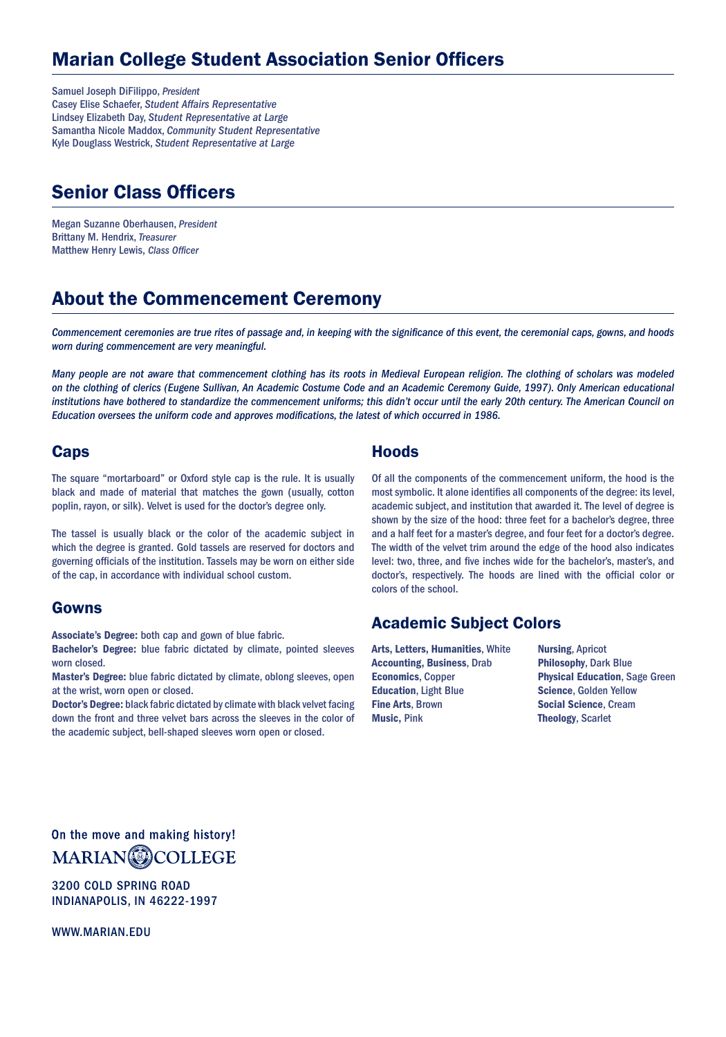## Marian College Student Association Senior Officers

Samuel Joseph DiFilippo, *President*
Casey Elise Schaefer, *Student Affairs Representative*
Lindsey Elizabeth Day, *Student Representative at Large*
Samantha Nicole Maddox, *Community Student Representative*
Kyle Douglass Westrick, *Student Representative at Large*

## Senior Class Officers

Megan Suzanne Oberhausen, *President*
Brittany M. Hendrix, *Treasurer*
Matthew Henry Lewis, *Class Officer*

## About the Commencement Ceremony

*Commencement ceremonies are true rites of passage and, in keeping with the significance of this event, the ceremonial caps, gowns, and hoods worn during commencement are very meaningful.*

*Many people are not aware that commencement clothing has its roots in Medieval European religion. The clothing of scholars was modeled on the clothing of clerics (Eugene Sullivan, An Academic Costume Code and an Academic Ceremony Guide, 1997). Only American educational institutions have bothered to standardize the commencement uniforms; this didn't occur until the early 20th century. The American Council on Education oversees the uniform code and approves modifications, the latest of which occurred in 1986.*

### Caps

The square "mortarboard" or Oxford style cap is the rule. It is usually black and made of material that matches the gown (usually, cotton poplin, rayon, or silk). Velvet is used for the doctor's degree only.

The tassel is usually black or the color of the academic subject in which the degree is granted. Gold tassels are reserved for doctors and governing officials of the institution. Tassels may be worn on either side of the cap, in accordance with individual school custom.

### Gowns

**Associate's Degree:** both cap and gown of blue fabric.
**Bachelor's Degree:** blue fabric dictated by climate, pointed sleeves worn closed.
**Master's Degree:** blue fabric dictated by climate, oblong sleeves, open at the wrist, worn open or closed.
**Doctor's Degree:** black fabric dictated by climate with black velvet facing down the front and three velvet bars across the sleeves in the color of the academic subject, bell-shaped sleeves worn open or closed.

### Hoods

Of all the components of the commencement uniform, the hood is the most symbolic. It alone identifies all components of the degree: its level, academic subject, and institution that awarded it. The level of degree is shown by the size of the hood: three feet for a bachelor's degree, three and a half feet for a master's degree, and four feet for a doctor's degree. The width of the velvet trim around the edge of the hood also indicates level: two, three, and five inches wide for the bachelor's, master's, and doctor's, respectively. The hoods are lined with the official color or colors of the school.

### Academic Subject Colors

**Arts, Letters, Humanities**, White
**Accounting, Business**, Drab
**Economics**, Copper
**Education**, Light Blue
**Fine Arts**, Brown
**Music**, Pink
**Nursing**, Apricot
**Philosophy**, Dark Blue
**Physical Education**, Sage Green
**Science**, Golden Yellow
**Social Science**, Cream
**Theology**, Scarlet

On the move and making history!
MARIAN COLLEGE

3200 COLD SPRING ROAD
INDIANAPOLIS, IN 46222-1997

WWW.MARIAN.EDU